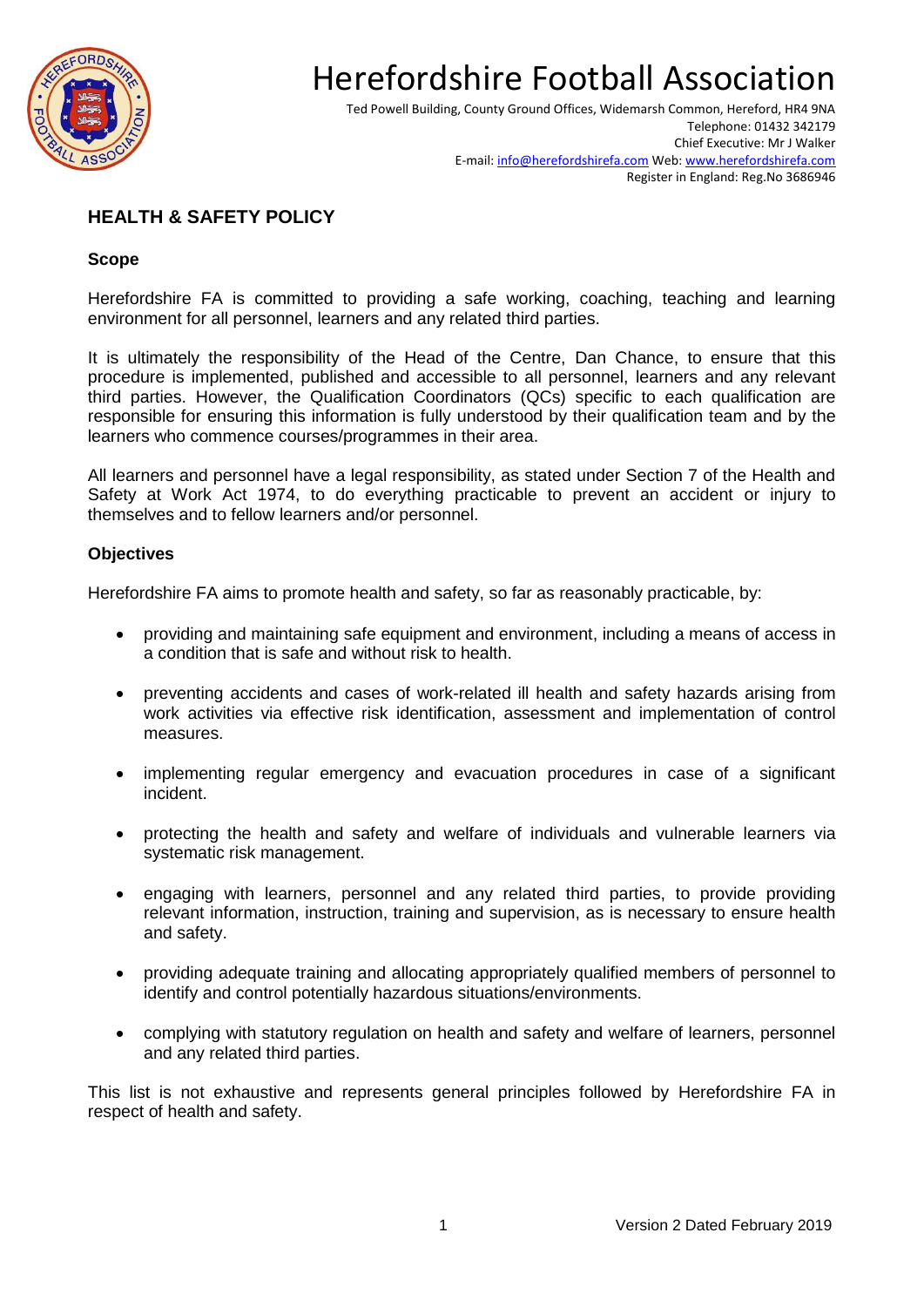# Herefordshire Football Association

Ted Powell Building, County Ground Offices, Widemarsh Common, Hereford, HR4 9NA
Telephone: 01432 342179
Chief Executive: Mr J Walker
E-mail: info@herefordshirefa.com Web: www.herefordshirefa.com
Register in England: Reg.No 3686946

## HEALTH & SAFETY POLICY

### Scope

Herefordshire FA is committed to providing a safe working, coaching, teaching and learning environment for all personnel, learners and any related third parties.

It is ultimately the responsibility of the Head of the Centre, Dan Chance, to ensure that this procedure is implemented, published and accessible to all personnel, learners and any relevant third parties. However, the Qualification Coordinators (QCs) specific to each qualification are responsible for ensuring this information is fully understood by their qualification team and by the learners who commence courses/programmes in their area.

All learners and personnel have a legal responsibility, as stated under Section 7 of the Health and Safety at Work Act 1974, to do everything practicable to prevent an accident or injury to themselves and to fellow learners and/or personnel.

### Objectives

Herefordshire FA aims to promote health and safety, so far as reasonably practicable, by:

- providing and maintaining safe equipment and environment, including a means of access in a condition that is safe and without risk to health.
- preventing accidents and cases of work-related ill health and safety hazards arising from work activities via effective risk identification, assessment and implementation of control measures.
- implementing regular emergency and evacuation procedures in case of a significant incident.
- protecting the health and safety and welfare of individuals and vulnerable learners via systematic risk management.
- engaging with learners, personnel and any related third parties, to provide providing relevant information, instruction, training and supervision, as is necessary to ensure health and safety.
- providing adequate training and allocating appropriately qualified members of personnel to identify and control potentially hazardous situations/environments.
- complying with statutory regulation on health and safety and welfare of learners, personnel and any related third parties.

This list is not exhaustive and represents general principles followed by Herefordshire FA in respect of health and safety.

Version 2 Dated February 2019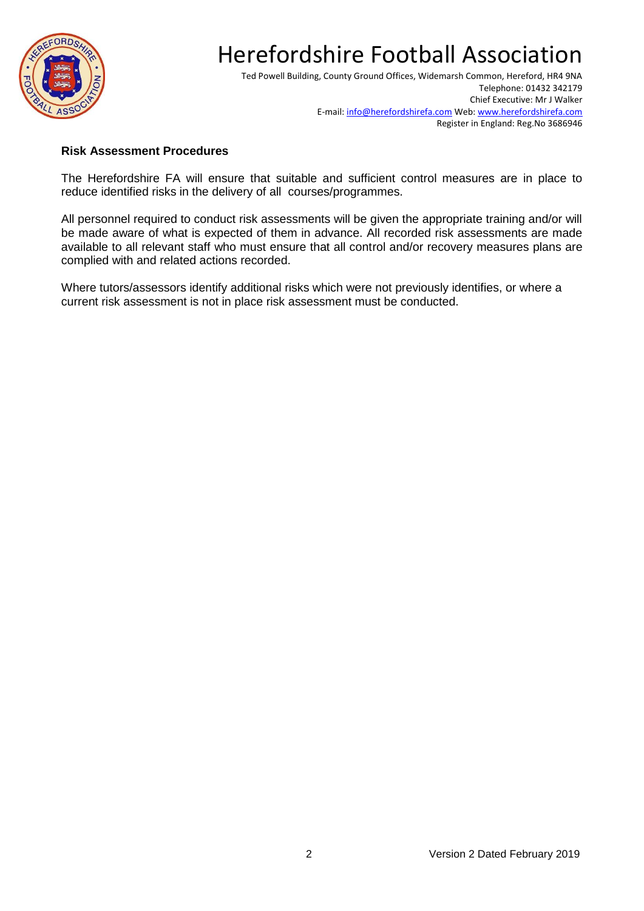**Risk Assessment Procedures**

The Herefordshire FA will ensure that suitable and sufficient control measures are in place to reduce identified risks in the delivery of all courses/programmes.

All personnel required to conduct risk assessments will be given the appropriate training and/or will be made aware of what is expected of them in advance. All recorded risk assessments are made available to all relevant staff who must ensure that all control and/or recovery measures plans are complied with and related actions recorded.

Where tutors/assessors identify additional risks which were not previously identifies, or where a current risk assessment is not in place risk assessment must be conducted.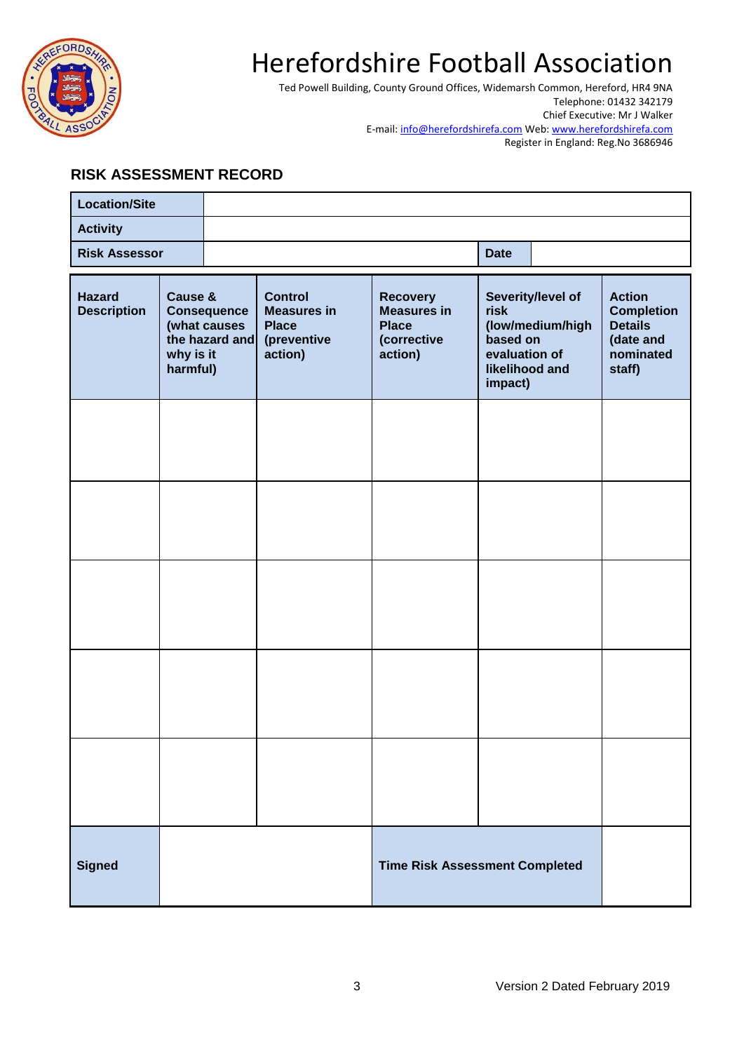# Herefordshire Football Association

Ted Powell Building, County Ground Offices, Widemarsh Common, Hereford, HR4 9NA
Telephone: 01432 342179
Chief Executive: Mr J Walker
E-mail: info@herefordshirefa.com Web: www.herefordshirefa.com
Register in England: Reg.No 3686946

## RISK ASSESSMENT RECORD

| **Location/Site** | | | |
|---|---|---|---|
| **Activity** | | | |
| **Risk Assessor** | | **Date** | |

| **Hazard Description** | **Cause & Consequence (what causes the hazard and why is it harmful)** | **Control Measures in Place (preventive action)** | **Recovery Measures in Place (corrective action)** | **Severity/level of risk (low/medium/high based on evaluation of likelihood and impact)** | **Action Completion Details (date and nominated staff)** |
|---|---|---|---|---|---|
| | | | | | |
| | | | | | |
| | | | | | |
| | | | | | |
| | | | | | |
| **Signed** | | | **Time Risk Assessment Completed** | | |

Version 2 Dated February 2019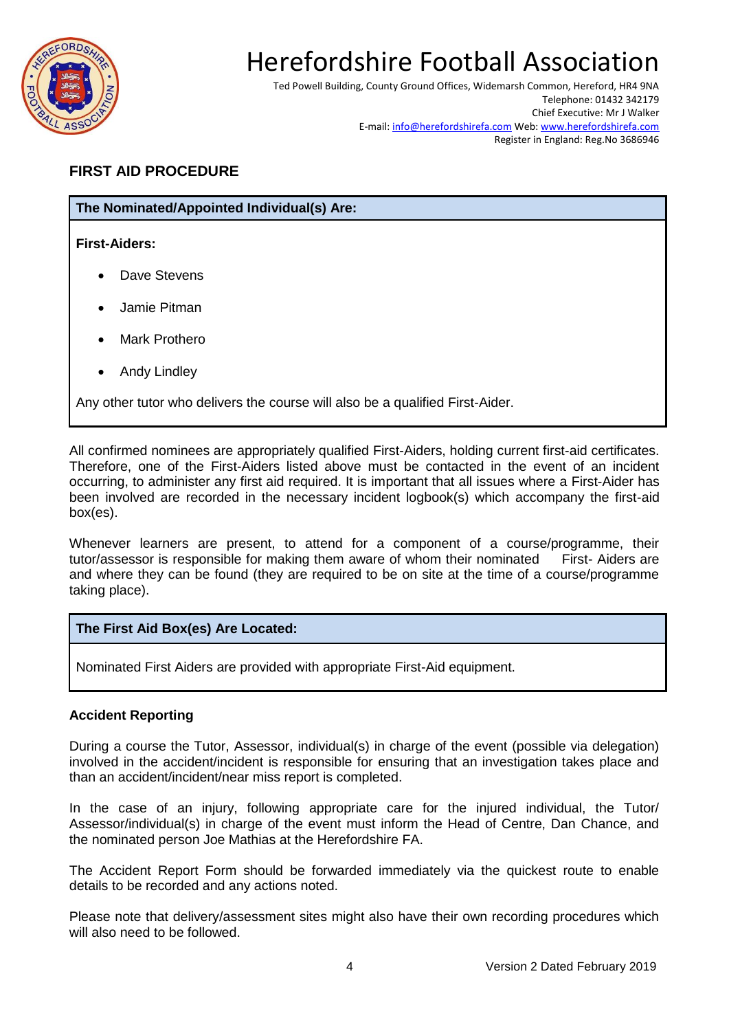# Herefordshire Football Association

Ted Powell Building, County Ground Offices, Widemarsh Common, Hereford, HR4 9NA
Telephone: 01432 342179
Chief Executive: Mr J Walker
E-mail: info@herefordshirefa.com Web: www.herefordshirefa.com
Register in England: Reg.No 3686946

## FIRST AID PROCEDURE

| The Nominated/Appointed Individual(s) Are: |
|---|
| **First-Aiders:**<br>• Dave Stevens<br>• Jamie Pitman<br>• Mark Prothero<br>• Andy Lindley<br><br>Any other tutor who delivers the course will also be a qualified First-Aider. |

All confirmed nominees are appropriately qualified First-Aiders, holding current first-aid certificates. Therefore, one of the First-Aiders listed above must be contacted in the event of an incident occurring, to administer any first aid required. It is important that all issues where a First-Aider has been involved are recorded in the necessary incident logbook(s) which accompany the first-aid box(es).

Whenever learners are present, to attend for a component of a course/programme, their tutor/assessor is responsible for making them aware of whom their nominated First- Aiders are and where they can be found (they are required to be on site at the time of a course/programme taking place).

| The First Aid Box(es) Are Located: |
|---|
| Nominated First Aiders are provided with appropriate First-Aid equipment. |

### Accident Reporting

During a course the Tutor, Assessor, individual(s) in charge of the event (possible via delegation) involved in the accident/incident is responsible for ensuring that an investigation takes place and than an accident/incident/near miss report is completed.

In the case of an injury, following appropriate care for the injured individual, the Tutor/ Assessor/individual(s) in charge of the event must inform the Head of Centre, Dan Chance, and the nominated person Joe Mathias at the Herefordshire FA.

The Accident Report Form should be forwarded immediately via the quickest route to enable details to be recorded and any actions noted.

Please note that delivery/assessment sites might also have their own recording procedures which will also need to be followed.

Version 2 Dated February 2019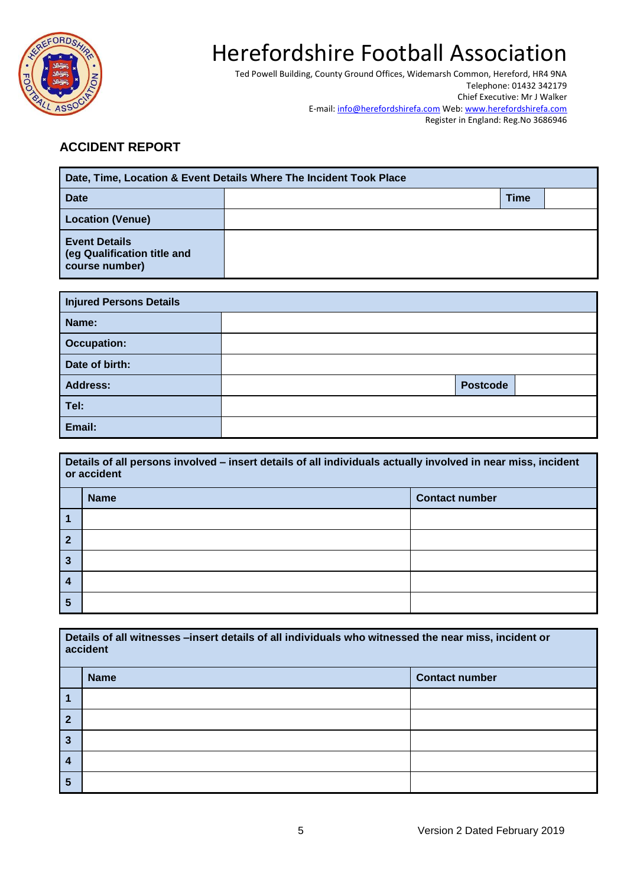# Herefordshire Football Association

Ted Powell Building, County Ground Offices, Widemarsh Common, Hereford, HR4 9NA
Telephone: 01432 342179
Chief Executive: Mr J Walker
E-mail: info@herefordshirefa.com Web: www.herefordshirefa.com
Register in England: Reg.No 3686946

## ACCIDENT REPORT

| **Date, Time, Location & Event Details Where The Incident Took Place** | | | |
|---|---|---|---|
| **Date** | | **Time** | |
| **Location (Venue)** | | | |
| **Event Details (eg Qualification title and course number)** | | | |

| **Injured Persons Details** | | | |
|---|---|---|---|
| **Name:** | | | |
| **Occupation:** | | | |
| **Date of birth:** | | | |
| **Address:** | | **Postcode** | |
| **Tel:** | | | |
| **Email:** | | | |

| **Details of all persons involved – insert details of all individuals actually involved in near miss, incident or accident** | | |
|---|---|---|
| | **Name** | **Contact number** |
| **1** | | |
| **2** | | |
| **3** | | |
| **4** | | |
| **5** | | |

| **Details of all witnesses –insert details of all individuals who witnessed the near miss, incident or accident** | | |
|---|---|---|
| | **Name** | **Contact number** |
| **1** | | |
| **2** | | |
| **3** | | |
| **4** | | |
| **5** | | |

Version 2 Dated February 2019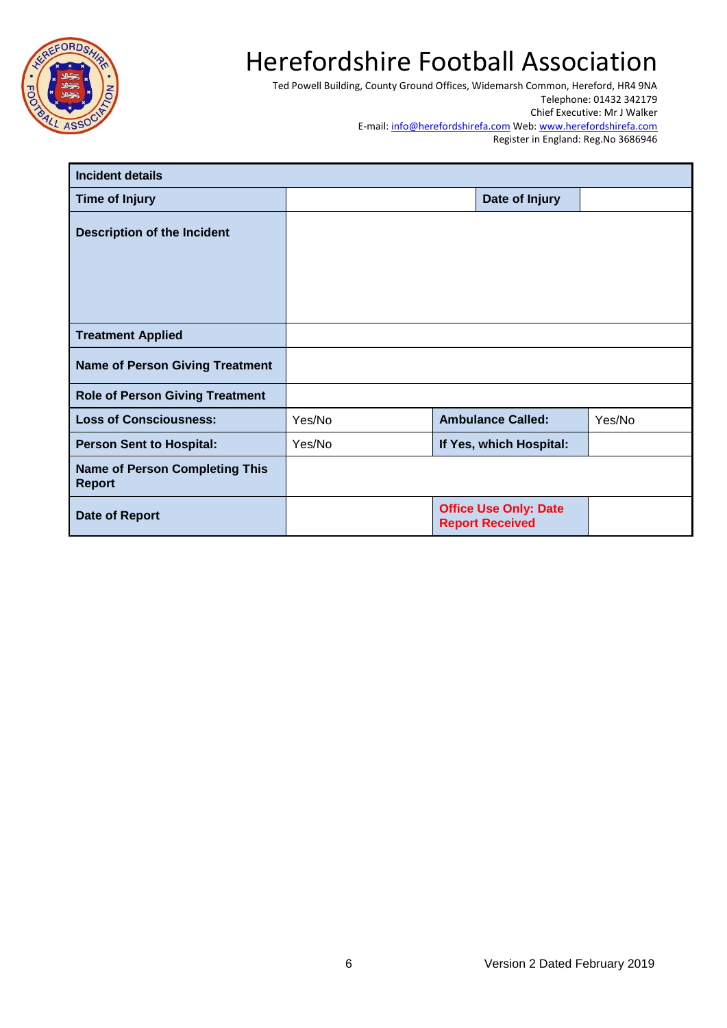# Herefordshire Football Association

Ted Powell Building, County Ground Offices, Widemarsh Common, Hereford, HR4 9NA
Telephone: 01432 342179
Chief Executive: Mr J Walker
E-mail: info@herefordshirefa.com Web: www.herefordshirefa.com
Register in England: Reg.No 3686946

| | | | |
|---|---|---|---|
| **Incident details** | | | |
| **Time of Injury** | | **Date of Injury** | |
| **Description of the Incident** | | | |
| **Treatment Applied** | | | |
| **Name of Person Giving Treatment** | | | |
| **Role of Person Giving Treatment** | | | |
| **Loss of Consciousness:** | Yes/No | **Ambulance Called:** | Yes/No |
| **Person Sent to Hospital:** | Yes/No | **If Yes, which Hospital:** | |
| **Name of Person Completing This Report** | | | |
| **Date of Report** | | **Office Use Only: Date Report Received** | |

Version 2 Dated February 2019